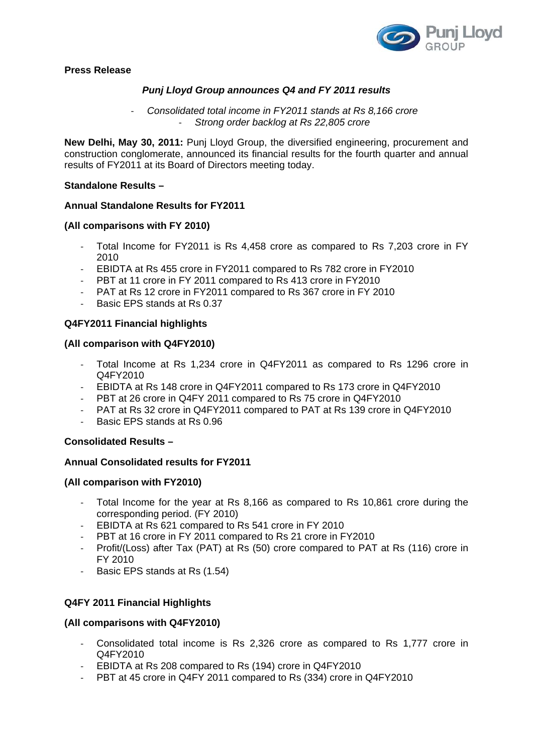**Press Release**

***Punj Lloyd Group announces Q4 and FY 2011 results***

- *Consolidated total income in FY2011 stands at Rs 8,166 crore*
- *Strong order backlog at Rs 22,805 crore*

**New Delhi, May 30, 2011:** Punj Lloyd Group, the diversified engineering, procurement and construction conglomerate, announced its financial results for the fourth quarter and annual results of FY2011 at its Board of Directors meeting today.

**Standalone Results –**

**Annual Standalone Results for FY2011**

**(All comparisons with FY 2010)**

- Total Income for FY2011 is Rs 4,458 crore as compared to Rs 7,203 crore in FY 2010
- EBIDTA at Rs 455 crore in FY2011 compared to Rs 782 crore in FY2010
- PBT at 11 crore in FY 2011 compared to Rs 413 crore in FY2010
- PAT at Rs 12 crore in FY2011 compared to Rs 367 crore in FY 2010
- Basic EPS stands at Rs 0.37

**Q4FY2011 Financial highlights**

**(All comparison with Q4FY2010)**

- Total Income at Rs 1,234 crore in Q4FY2011 as compared to Rs 1296 crore in Q4FY2010
- EBIDTA at Rs 148 crore in Q4FY2011 compared to Rs 173 crore in Q4FY2010
- PBT at 26 crore in Q4FY 2011 compared to Rs 75 crore in Q4FY2010
- PAT at Rs 32 crore in Q4FY2011 compared to PAT at Rs 139 crore in Q4FY2010
- Basic EPS stands at Rs 0.96

**Consolidated Results –**

**Annual Consolidated results for FY2011**

**(All comparison with FY2010)**

- Total Income for the year at Rs 8,166 as compared to Rs 10,861 crore during the corresponding period. (FY 2010)
- EBIDTA at Rs 621 compared to Rs 541 crore in FY 2010
- PBT at 16 crore in FY 2011 compared to Rs 21 crore in FY2010
- Profit/(Loss) after Tax (PAT) at Rs (50) crore compared to PAT at Rs (116) crore in FY 2010
- Basic EPS stands at Rs (1.54)

**Q4FY 2011 Financial Highlights**

**(All comparisons with Q4FY2010)**

- Consolidated total income is Rs 2,326 crore as compared to Rs 1,777 crore in Q4FY2010
- EBIDTA at Rs 208 compared to Rs (194) crore in Q4FY2010
- PBT at 45 crore in Q4FY 2011 compared to Rs (334) crore in Q4FY2010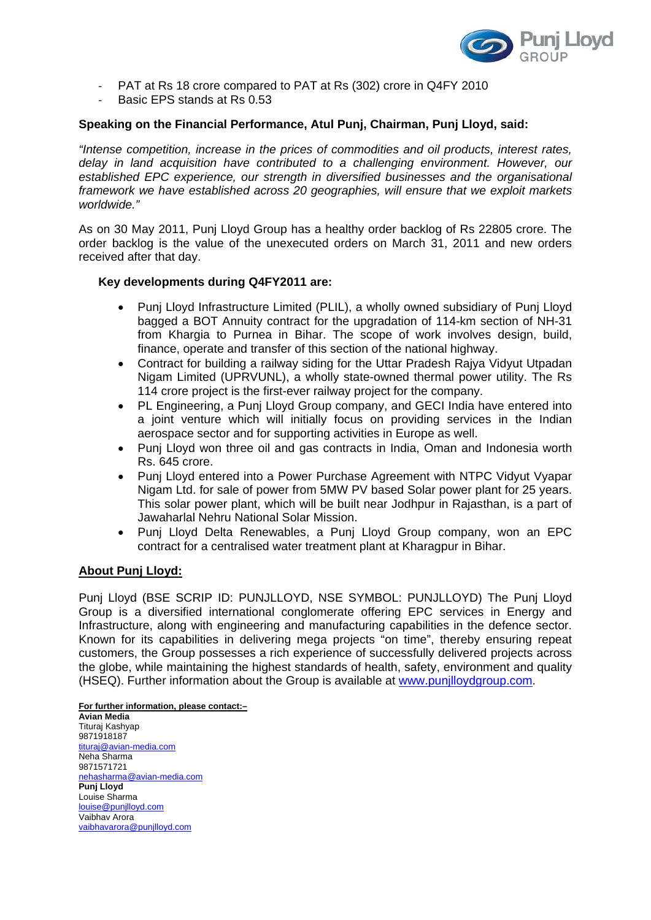- PAT at Rs 18 crore compared to PAT at Rs (302) crore in Q4FY 2010
- Basic EPS stands at Rs 0.53

**Speaking on the Financial Performance, Atul Punj, Chairman, Punj Lloyd, said:**

*"Intense competition, increase in the prices of commodities and oil products, interest rates, delay in land acquisition have contributed to a challenging environment. However, our established EPC experience, our strength in diversified businesses and the organisational framework we have established across 20 geographies, will ensure that we exploit markets worldwide."*

As on 30 May 2011, Punj Lloyd Group has a healthy order backlog of Rs 22805 crore. The order backlog is the value of the unexecuted orders on March 31, 2011 and new orders received after that day.

**Key developments during Q4FY2011 are:**

- Punj Lloyd Infrastructure Limited (PLIL), a wholly owned subsidiary of Punj Lloyd bagged a BOT Annuity contract for the upgradation of 114-km section of NH-31 from Khargia to Purnea in Bihar. The scope of work involves design, build, finance, operate and transfer of this section of the national highway.
- Contract for building a railway siding for the Uttar Pradesh Rajya Vidyut Utpadan Nigam Limited (UPRVUNL), a wholly state-owned thermal power utility. The Rs 114 crore project is the first-ever railway project for the company.
- PL Engineering, a Punj Lloyd Group company, and GECI India have entered into a joint venture which will initially focus on providing services in the Indian aerospace sector and for supporting activities in Europe as well.
- Punj Lloyd won three oil and gas contracts in India, Oman and Indonesia worth Rs. 645 crore.
- Punj Lloyd entered into a Power Purchase Agreement with NTPC Vidyut Vyapar Nigam Ltd. for sale of power from 5MW PV based Solar power plant for 25 years. This solar power plant, which will be built near Jodhpur in Rajasthan, is a part of Jawaharlal Nehru National Solar Mission.
- Punj Lloyd Delta Renewables, a Punj Lloyd Group company, won an EPC contract for a centralised water treatment plant at Kharagpur in Bihar.

**About Punj Lloyd:**

Punj Lloyd (BSE SCRIP ID: PUNJLLOYD, NSE SYMBOL: PUNJLLOYD) The Punj Lloyd Group is a diversified international conglomerate offering EPC services in Energy and Infrastructure, along with engineering and manufacturing capabilities in the defence sector. Known for its capabilities in delivering mega projects "on time", thereby ensuring repeat customers, the Group possesses a rich experience of successfully delivered projects across the globe, while maintaining the highest standards of health, safety, environment and quality (HSEQ). Further information about the Group is available at www.punjlloydgroup.com.

**For further information, please contact:–**

**Avian Media**
Tituraj Kashyap
9871918187
tituraj@avian-media.com
Neha Sharma
9871571721
nehasharma@avian-media.com

**Punj Lloyd**
Louise Sharma
louise@punjlloyd.com
Vaibhav Arora
vaibhavarora@punjlloyd.com